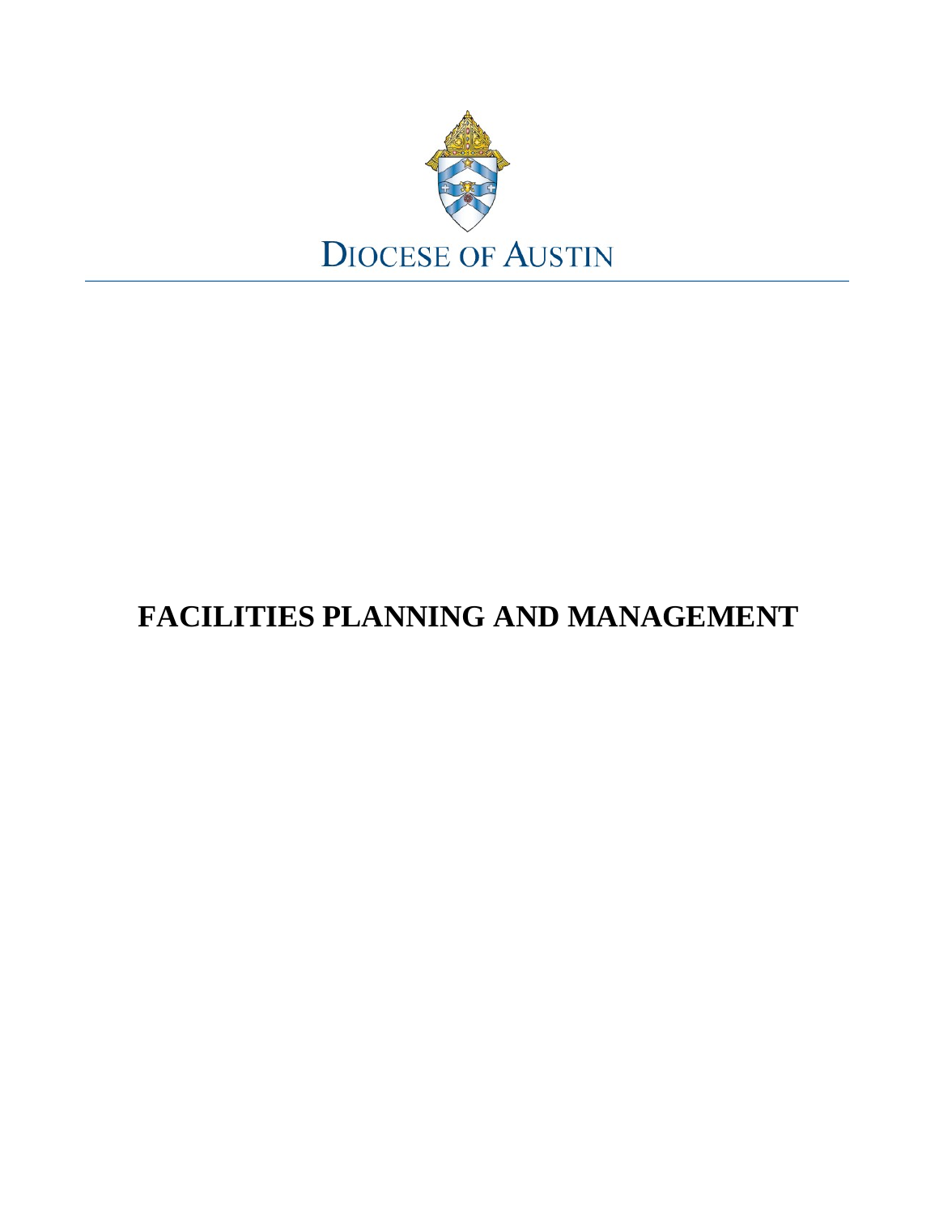DIOCESE OF AUSTIN

# FACILITIES PLANNING AND MANAGEMENT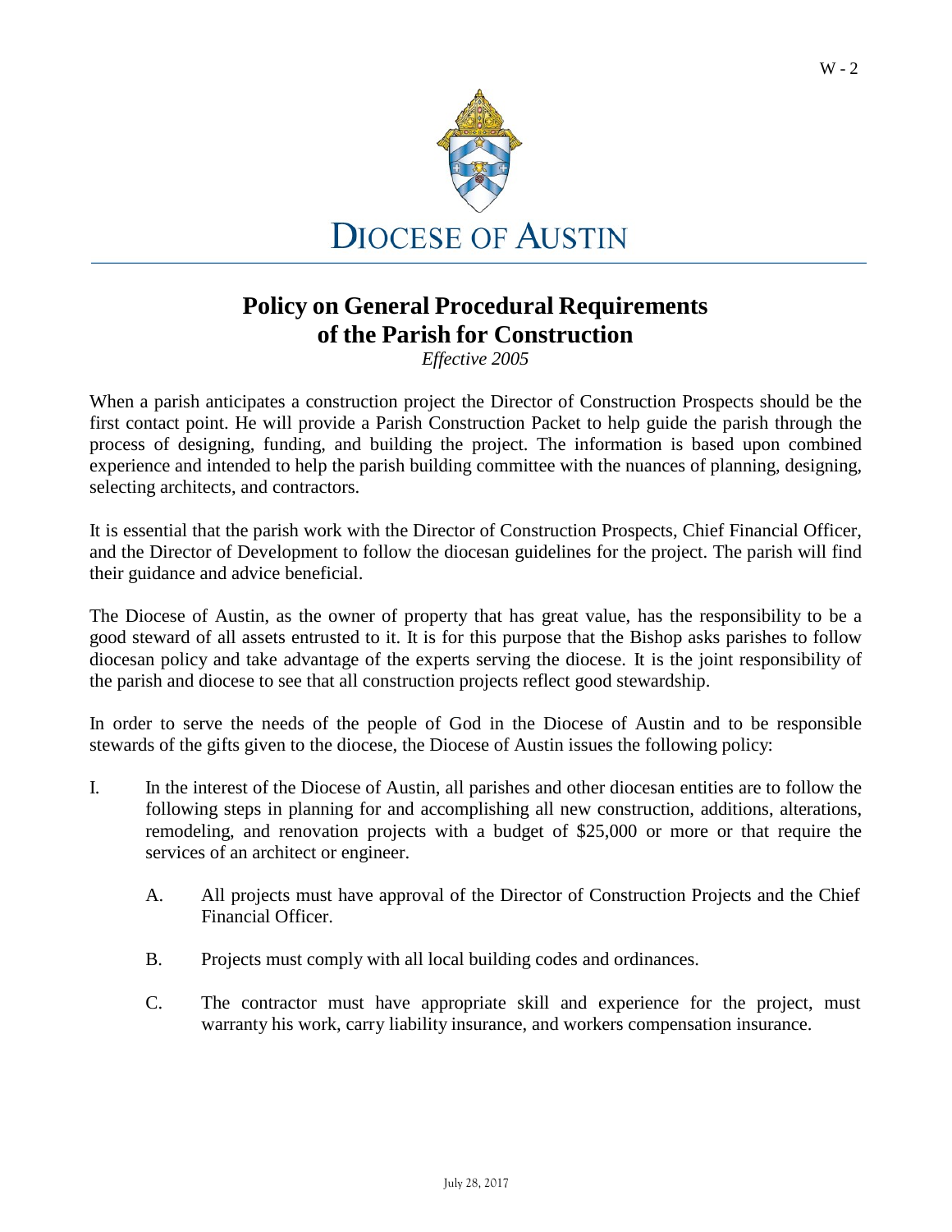# DIOCESE OF AUSTIN

## Policy on General Procedural Requirements of the Parish for Construction

*Effective 2005*

When a parish anticipates a construction project the Director of Construction Prospects should be the first contact point. He will provide a Parish Construction Packet to help guide the parish through the process of designing, funding, and building the project. The information is based upon combined experience and intended to help the parish building committee with the nuances of planning, designing, selecting architects, and contractors.

It is essential that the parish work with the Director of Construction Prospects, Chief Financial Officer, and the Director of Development to follow the diocesan guidelines for the project. The parish will find their guidance and advice beneficial.

The Diocese of Austin, as the owner of property that has great value, has the responsibility to be a good steward of all assets entrusted to it. It is for this purpose that the Bishop asks parishes to follow diocesan policy and take advantage of the experts serving the diocese. It is the joint responsibility of the parish and diocese to see that all construction projects reflect good stewardship.

In order to serve the needs of the people of God in the Diocese of Austin and to be responsible stewards of the gifts given to the diocese, the Diocese of Austin issues the following policy:

I. In the interest of the Diocese of Austin, all parishes and other diocesan entities are to follow the following steps in planning for and accomplishing all new construction, additions, alterations, remodeling, and renovation projects with a budget of $25,000 or more or that require the services of an architect or engineer.

   A. All projects must have approval of the Director of Construction Projects and the Chief Financial Officer.

   B. Projects must comply with all local building codes and ordinances.

   C. The contractor must have appropriate skill and experience for the project, must warranty his work, carry liability insurance, and workers compensation insurance.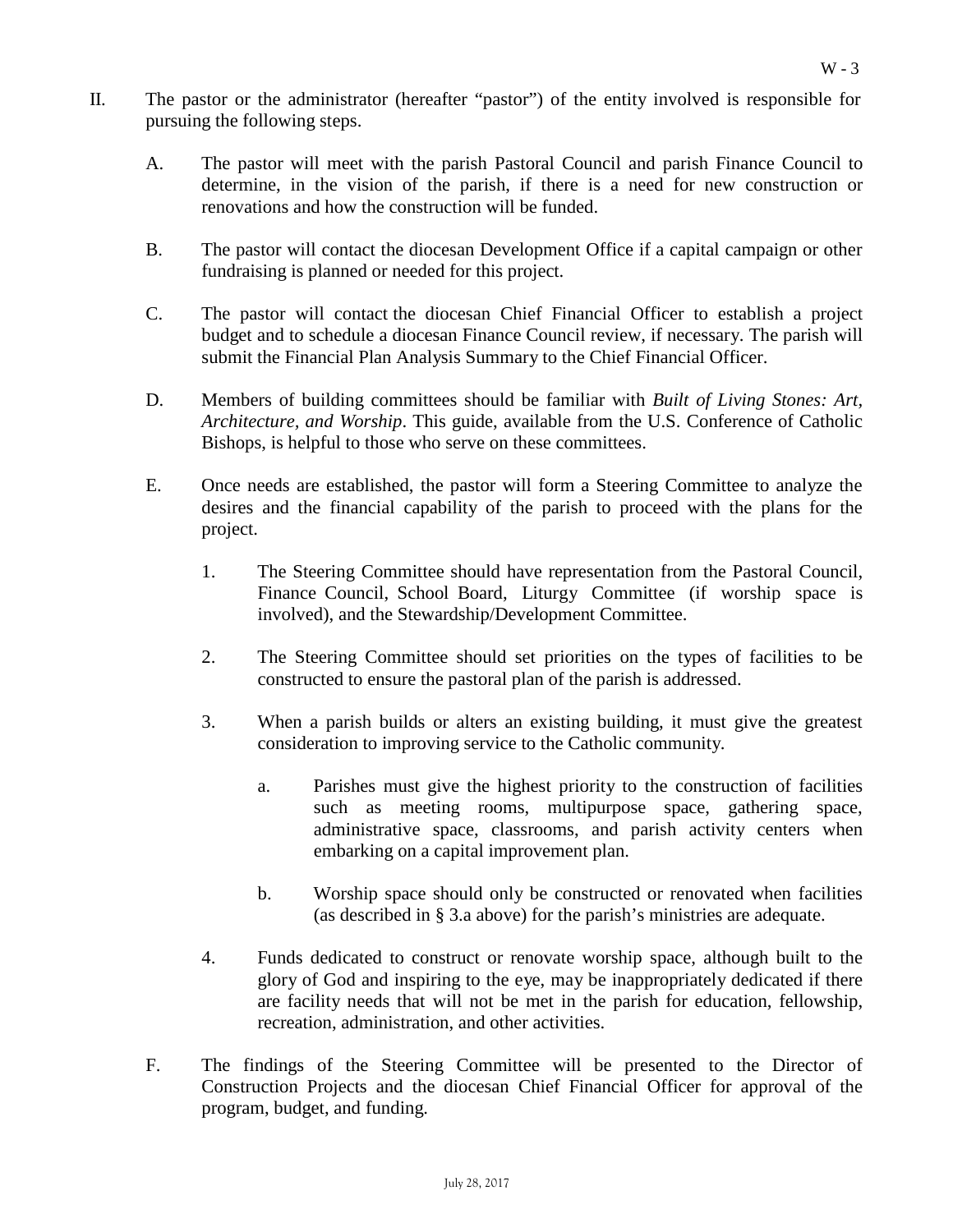II. The pastor or the administrator (hereafter "pastor") of the entity involved is responsible for pursuing the following steps.

   A. The pastor will meet with the parish Pastoral Council and parish Finance Council to determine, in the vision of the parish, if there is a need for new construction or renovations and how the construction will be funded.

   B. The pastor will contact the diocesan Development Office if a capital campaign or other fundraising is planned or needed for this project.

   C. The pastor will contact the diocesan Chief Financial Officer to establish a project budget and to schedule a diocesan Finance Council review, if necessary. The parish will submit the Financial Plan Analysis Summary to the Chief Financial Officer.

   D. Members of building committees should be familiar with *Built of Living Stones: Art, Architecture, and Worship*. This guide, available from the U.S. Conference of Catholic Bishops, is helpful to those who serve on these committees.

   E. Once needs are established, the pastor will form a Steering Committee to analyze the desires and the financial capability of the parish to proceed with the plans for the project.

      1. The Steering Committee should have representation from the Pastoral Council, Finance Council, School Board, Liturgy Committee (if worship space is involved), and the Stewardship/Development Committee.

      2. The Steering Committee should set priorities on the types of facilities to be constructed to ensure the pastoral plan of the parish is addressed.

      3. When a parish builds or alters an existing building, it must give the greatest consideration to improving service to the Catholic community.

         a. Parishes must give the highest priority to the construction of facilities such as meeting rooms, multipurpose space, gathering space, administrative space, classrooms, and parish activity centers when embarking on a capital improvement plan.

         b. Worship space should only be constructed or renovated when facilities (as described in § 3.a above) for the parish's ministries are adequate.

      4. Funds dedicated to construct or renovate worship space, although built to the glory of God and inspiring to the eye, may be inappropriately dedicated if there are facility needs that will not be met in the parish for education, fellowship, recreation, administration, and other activities.

   F. The findings of the Steering Committee will be presented to the Director of Construction Projects and the diocesan Chief Financial Officer for approval of the program, budget, and funding.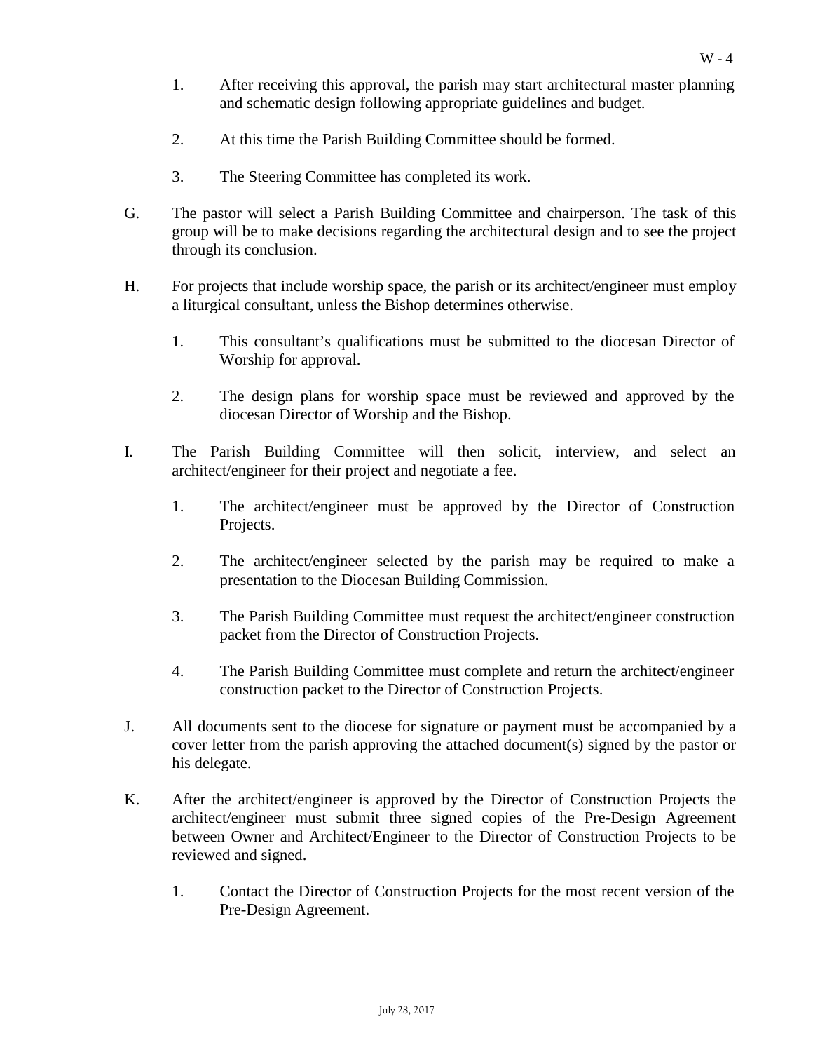1. After receiving this approval, the parish may start architectural master planning and schematic design following appropriate guidelines and budget.

2. At this time the Parish Building Committee should be formed.

3. The Steering Committee has completed its work.

G. The pastor will select a Parish Building Committee and chairperson. The task of this group will be to make decisions regarding the architectural design and to see the project through its conclusion.

H. For projects that include worship space, the parish or its architect/engineer must employ a liturgical consultant, unless the Bishop determines otherwise.

   1. This consultant's qualifications must be submitted to the diocesan Director of Worship for approval.

   2. The design plans for worship space must be reviewed and approved by the diocesan Director of Worship and the Bishop.

I. The Parish Building Committee will then solicit, interview, and select an architect/engineer for their project and negotiate a fee.

   1. The architect/engineer must be approved by the Director of Construction Projects.

   2. The architect/engineer selected by the parish may be required to make a presentation to the Diocesan Building Commission.

   3. The Parish Building Committee must request the architect/engineer construction packet from the Director of Construction Projects.

   4. The Parish Building Committee must complete and return the architect/engineer construction packet to the Director of Construction Projects.

J. All documents sent to the diocese for signature or payment must be accompanied by a cover letter from the parish approving the attached document(s) signed by the pastor or his delegate.

K. After the architect/engineer is approved by the Director of Construction Projects the architect/engineer must submit three signed copies of the Pre-Design Agreement between Owner and Architect/Engineer to the Director of Construction Projects to be reviewed and signed.

   1. Contact the Director of Construction Projects for the most recent version of the Pre-Design Agreement.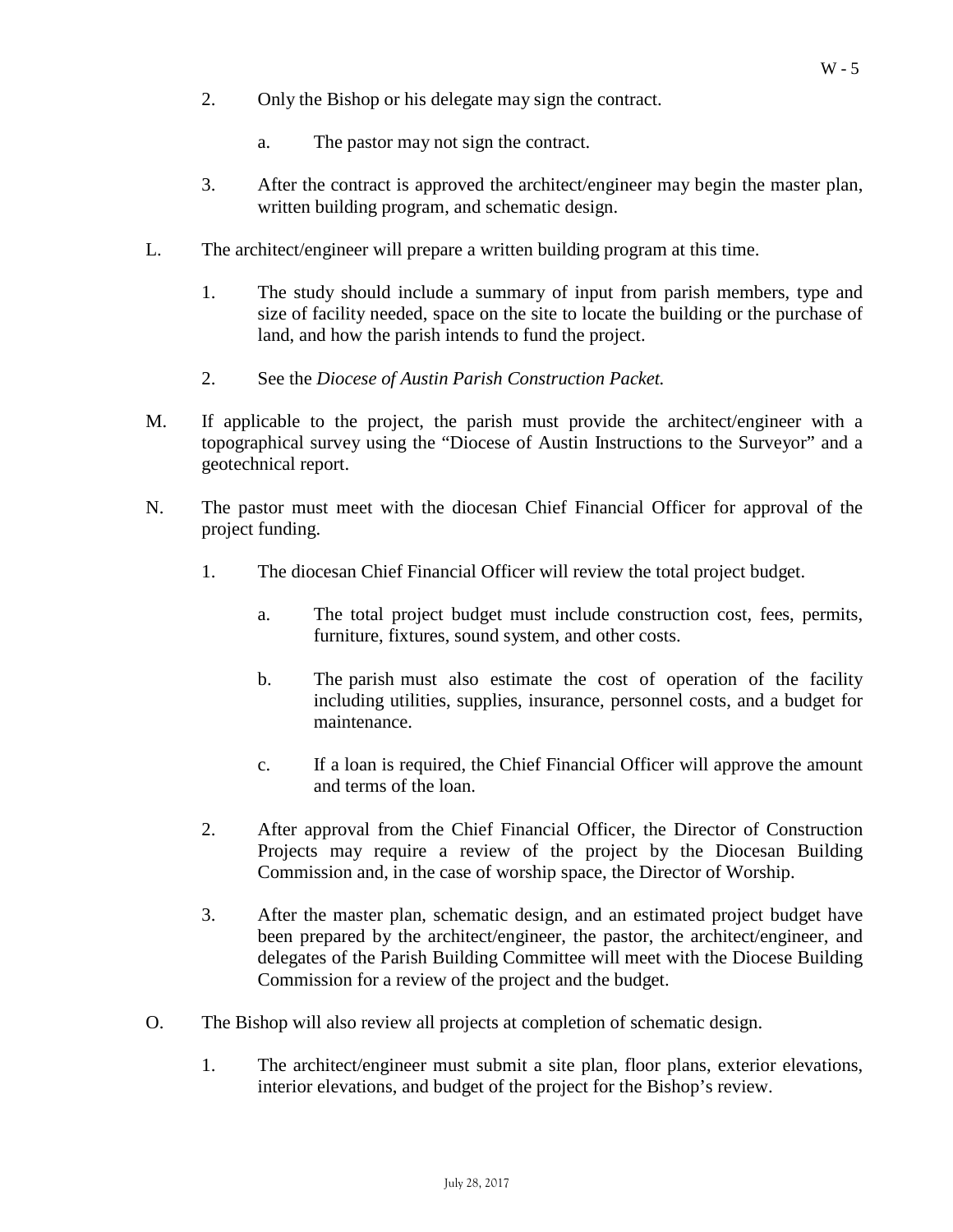2. Only the Bishop or his delegate may sign the contract.

    a. The pastor may not sign the contract.

3. After the contract is approved the architect/engineer may begin the master plan, written building program, and schematic design.

L. The architect/engineer will prepare a written building program at this time.

1. The study should include a summary of input from parish members, type and size of facility needed, space on the site to locate the building or the purchase of land, and how the parish intends to fund the project.

2. See the *Diocese of Austin Parish Construction Packet.*

M. If applicable to the project, the parish must provide the architect/engineer with a topographical survey using the "Diocese of Austin Instructions to the Surveyor" and a geotechnical report.

N. The pastor must meet with the diocesan Chief Financial Officer for approval of the project funding.

1. The diocesan Chief Financial Officer will review the total project budget.

    a. The total project budget must include construction cost, fees, permits, furniture, fixtures, sound system, and other costs.

    b. The parish must also estimate the cost of operation of the facility including utilities, supplies, insurance, personnel costs, and a budget for maintenance.

    c. If a loan is required, the Chief Financial Officer will approve the amount and terms of the loan.

2. After approval from the Chief Financial Officer, the Director of Construction Projects may require a review of the project by the Diocesan Building Commission and, in the case of worship space, the Director of Worship.

3. After the master plan, schematic design, and an estimated project budget have been prepared by the architect/engineer, the pastor, the architect/engineer, and delegates of the Parish Building Committee will meet with the Diocese Building Commission for a review of the project and the budget.

O. The Bishop will also review all projects at completion of schematic design.

1. The architect/engineer must submit a site plan, floor plans, exterior elevations, interior elevations, and budget of the project for the Bishop's review.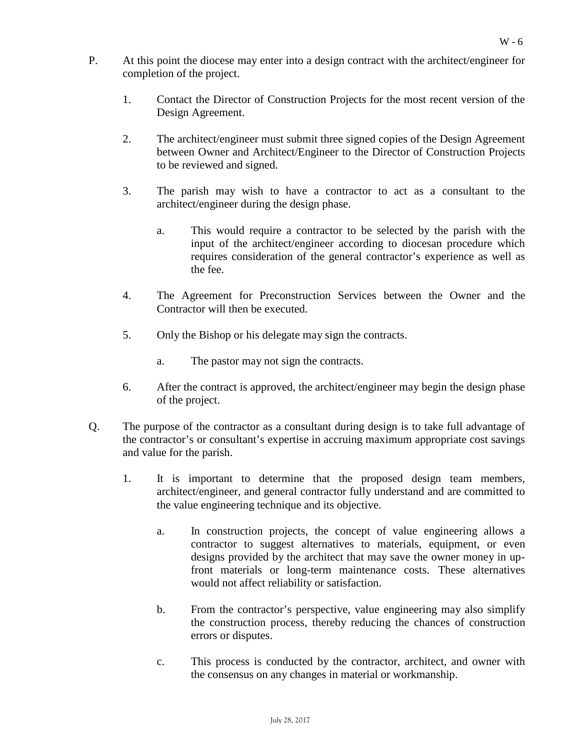P. At this point the diocese may enter into a design contract with the architect/engineer for completion of the project.

1. Contact the Director of Construction Projects for the most recent version of the Design Agreement.

2. The architect/engineer must submit three signed copies of the Design Agreement between Owner and Architect/Engineer to the Director of Construction Projects to be reviewed and signed.

3. The parish may wish to have a contractor to act as a consultant to the architect/engineer during the design phase.

   a. This would require a contractor to be selected by the parish with the input of the architect/engineer according to diocesan procedure which requires consideration of the general contractor's experience as well as the fee.

4. The Agreement for Preconstruction Services between the Owner and the Contractor will then be executed.

5. Only the Bishop or his delegate may sign the contracts.

   a. The pastor may not sign the contracts.

6. After the contract is approved, the architect/engineer may begin the design phase of the project.

Q. The purpose of the contractor as a consultant during design is to take full advantage of the contractor's or consultant's expertise in accruing maximum appropriate cost savings and value for the parish.

1. It is important to determine that the proposed design team members, architect/engineer, and general contractor fully understand and are committed to the value engineering technique and its objective.

   a. In construction projects, the concept of value engineering allows a contractor to suggest alternatives to materials, equipment, or even designs provided by the architect that may save the owner money in up-front materials or long-term maintenance costs. These alternatives would not affect reliability or satisfaction.

   b. From the contractor's perspective, value engineering may also simplify the construction process, thereby reducing the chances of construction errors or disputes.

   c. This process is conducted by the contractor, architect, and owner with the consensus on any changes in material or workmanship.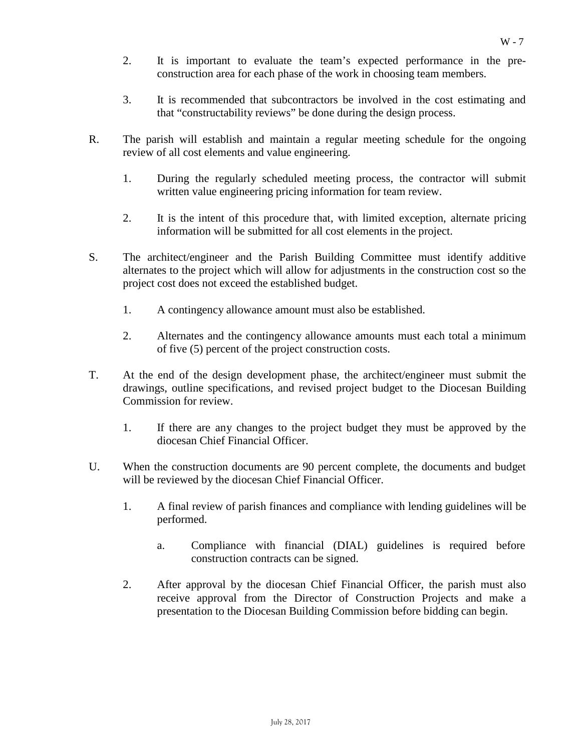2. It is important to evaluate the team's expected performance in the pre-construction area for each phase of the work in choosing team members.

3. It is recommended that subcontractors be involved in the cost estimating and that "constructability reviews" be done during the design process.

R. The parish will establish and maintain a regular meeting schedule for the ongoing review of all cost elements and value engineering.

   1. During the regularly scheduled meeting process, the contractor will submit written value engineering pricing information for team review.

   2. It is the intent of this procedure that, with limited exception, alternate pricing information will be submitted for all cost elements in the project.

S. The architect/engineer and the Parish Building Committee must identify additive alternates to the project which will allow for adjustments in the construction cost so the project cost does not exceed the established budget.

   1. A contingency allowance amount must also be established.

   2. Alternates and the contingency allowance amounts must each total a minimum of five (5) percent of the project construction costs.

T. At the end of the design development phase, the architect/engineer must submit the drawings, outline specifications, and revised project budget to the Diocesan Building Commission for review.

   1. If there are any changes to the project budget they must be approved by the diocesan Chief Financial Officer.

U. When the construction documents are 90 percent complete, the documents and budget will be reviewed by the diocesan Chief Financial Officer.

   1. A final review of parish finances and compliance with lending guidelines will be performed.

      a. Compliance with financial (DIAL) guidelines is required before construction contracts can be signed.

   2. After approval by the diocesan Chief Financial Officer, the parish must also receive approval from the Director of Construction Projects and make a presentation to the Diocesan Building Commission before bidding can begin.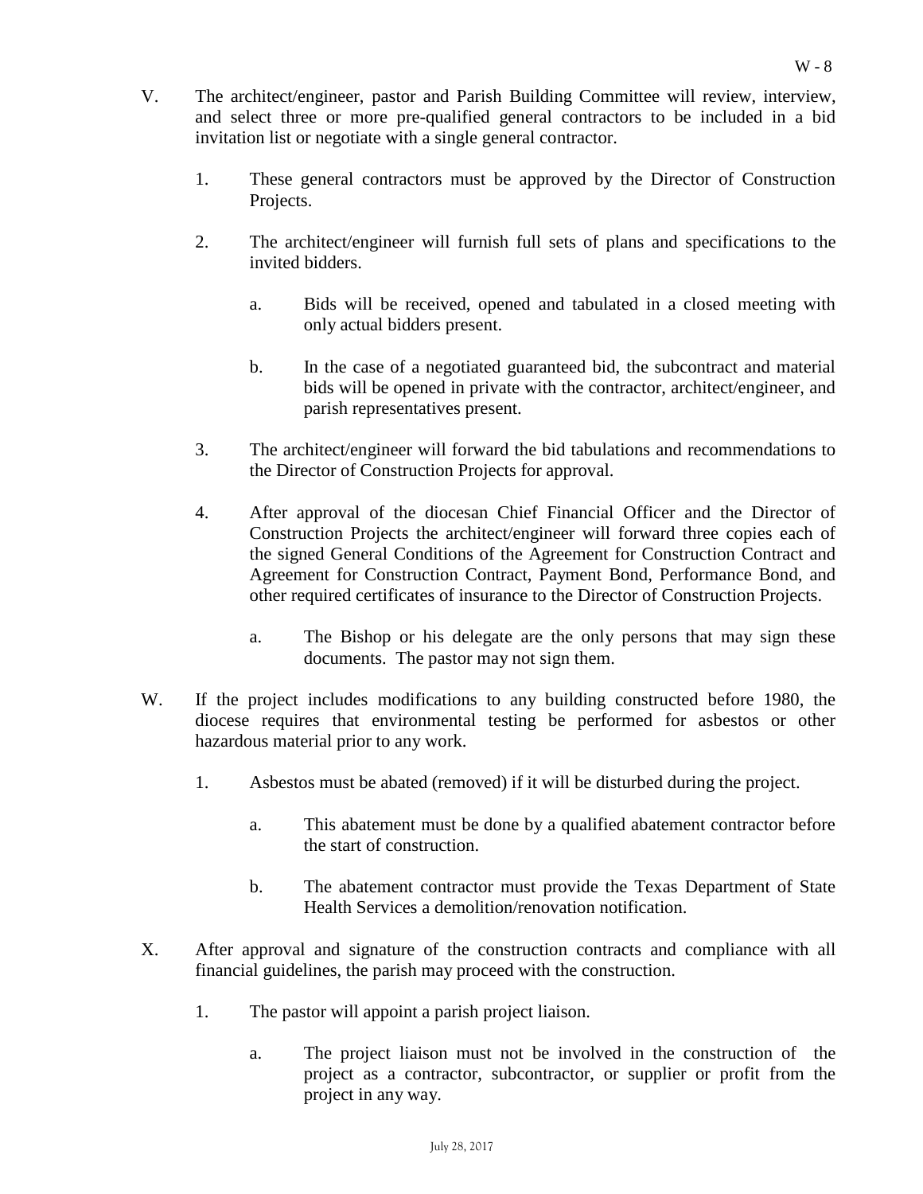V. The architect/engineer, pastor and Parish Building Committee will review, interview, and select three or more pre-qualified general contractors to be included in a bid invitation list or negotiate with a single general contractor.

  1. These general contractors must be approved by the Director of Construction Projects.

  2. The architect/engineer will furnish full sets of plans and specifications to the invited bidders.

     a. Bids will be received, opened and tabulated in a closed meeting with only actual bidders present.

     b. In the case of a negotiated guaranteed bid, the subcontract and material bids will be opened in private with the contractor, architect/engineer, and parish representatives present.

  3. The architect/engineer will forward the bid tabulations and recommendations to the Director of Construction Projects for approval.

  4. After approval of the diocesan Chief Financial Officer and the Director of Construction Projects the architect/engineer will forward three copies each of the signed General Conditions of the Agreement for Construction Contract and Agreement for Construction Contract, Payment Bond, Performance Bond, and other required certificates of insurance to the Director of Construction Projects.

     a. The Bishop or his delegate are the only persons that may sign these documents. The pastor may not sign them.

W. If the project includes modifications to any building constructed before 1980, the diocese requires that environmental testing be performed for asbestos or other hazardous material prior to any work.

  1. Asbestos must be abated (removed) if it will be disturbed during the project.

     a. This abatement must be done by a qualified abatement contractor before the start of construction.

     b. The abatement contractor must provide the Texas Department of State Health Services a demolition/renovation notification.

X. After approval and signature of the construction contracts and compliance with all financial guidelines, the parish may proceed with the construction.

  1. The pastor will appoint a parish project liaison.

     a. The project liaison must not be involved in the construction of the project as a contractor, subcontractor, or supplier or profit from the project in any way.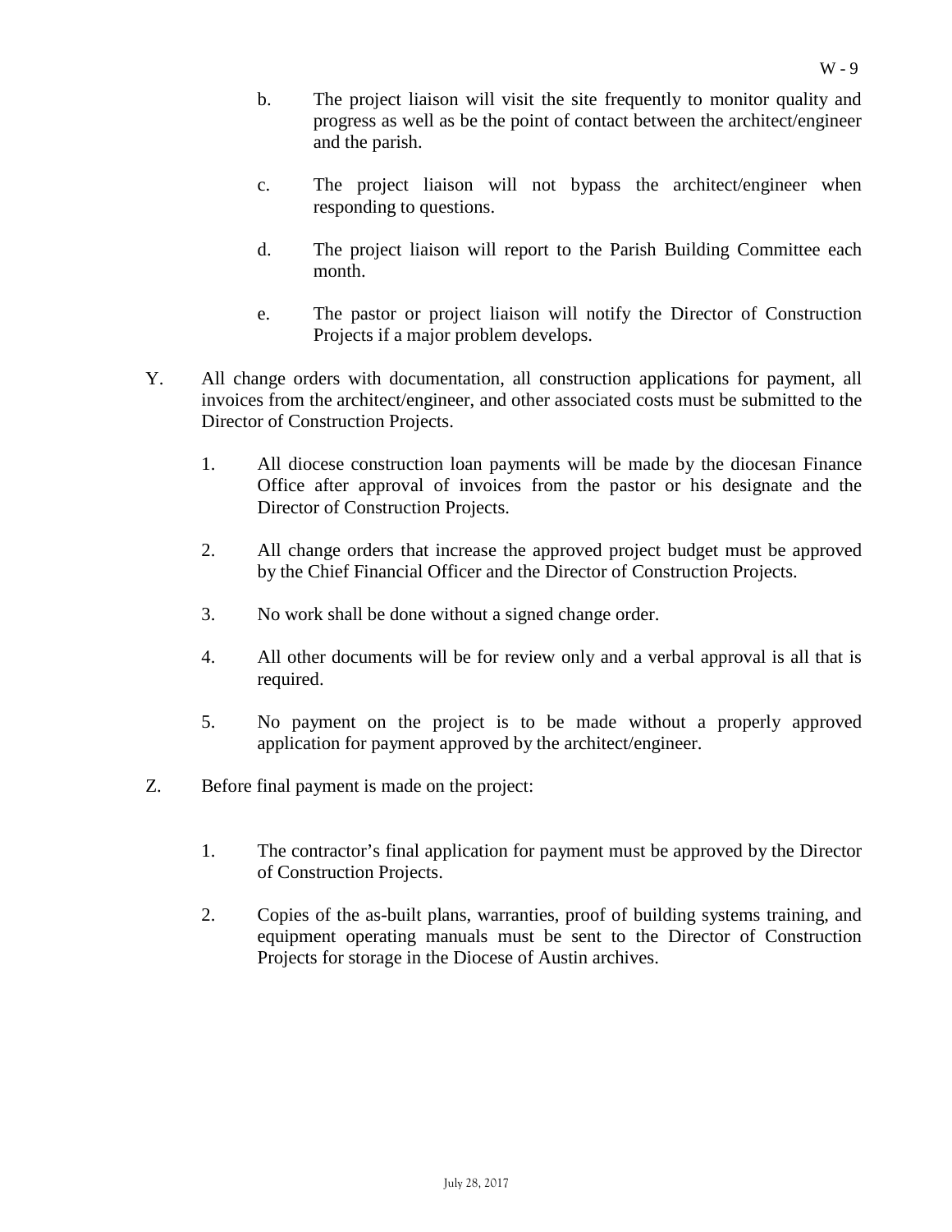b. The project liaison will visit the site frequently to monitor quality and progress as well as be the point of contact between the architect/engineer and the parish.

c. The project liaison will not bypass the architect/engineer when responding to questions.

d. The project liaison will report to the Parish Building Committee each month.

e. The pastor or project liaison will notify the Director of Construction Projects if a major problem develops.

Y. All change orders with documentation, all construction applications for payment, all invoices from the architect/engineer, and other associated costs must be submitted to the Director of Construction Projects.

1. All diocese construction loan payments will be made by the diocesan Finance Office after approval of invoices from the pastor or his designate and the Director of Construction Projects.

2. All change orders that increase the approved project budget must be approved by the Chief Financial Officer and the Director of Construction Projects.

3. No work shall be done without a signed change order.

4. All other documents will be for review only and a verbal approval is all that is required.

5. No payment on the project is to be made without a properly approved application for payment approved by the architect/engineer.

Z. Before final payment is made on the project:

1. The contractor's final application for payment must be approved by the Director of Construction Projects.

2. Copies of the as-built plans, warranties, proof of building systems training, and equipment operating manuals must be sent to the Director of Construction Projects for storage in the Diocese of Austin archives.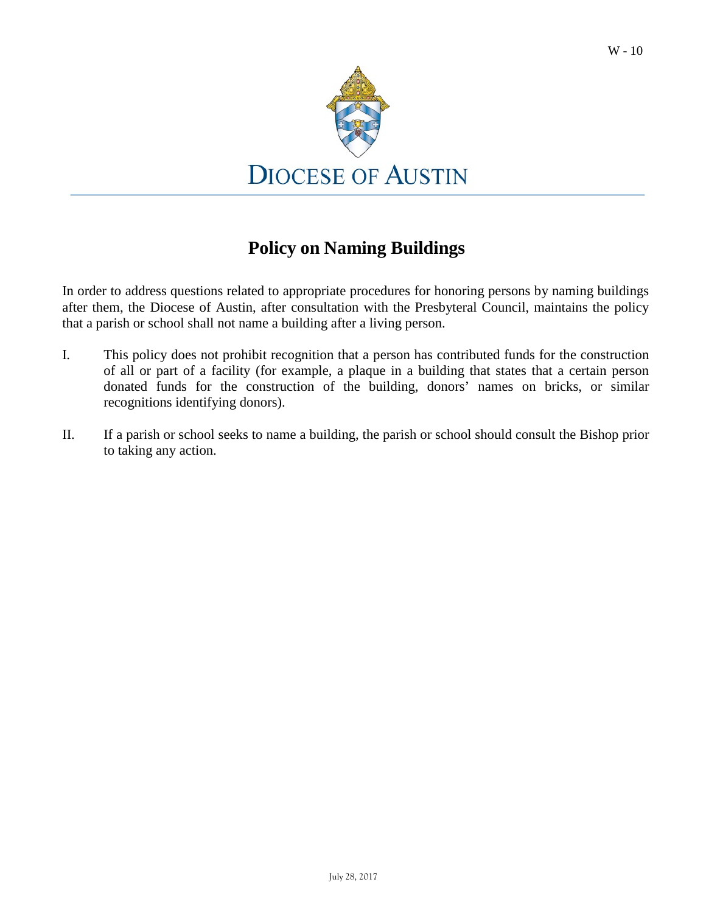# Policy on Naming Buildings

In order to address questions related to appropriate procedures for honoring persons by naming buildings after them, the Diocese of Austin, after consultation with the Presbyteral Council, maintains the policy that a parish or school shall not name a building after a living person.

I. This policy does not prohibit recognition that a person has contributed funds for the construction of all or part of a facility (for example, a plaque in a building that states that a certain person donated funds for the construction of the building, donors' names on bricks, or similar recognitions identifying donors).

II. If a parish or school seeks to name a building, the parish or school should consult the Bishop prior to taking any action.

July 28, 2017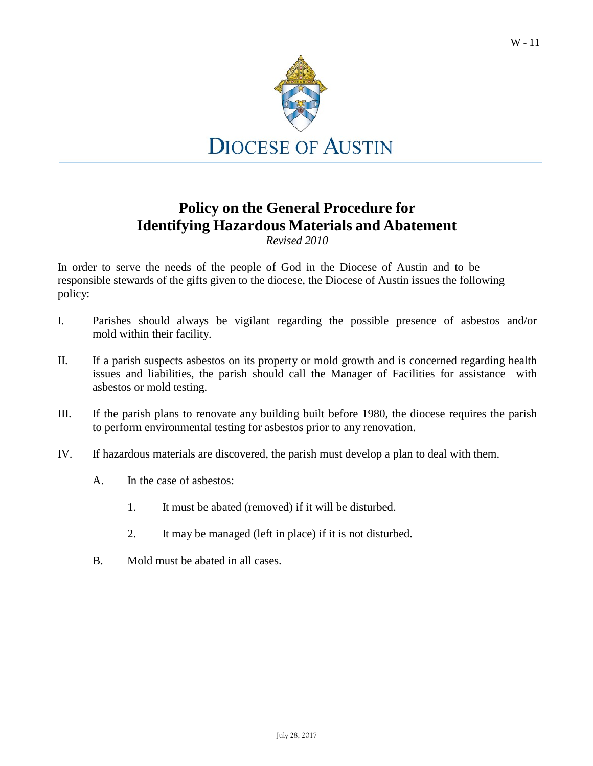DIOCESE OF AUSTIN

# Policy on the General Procedure for Identifying Hazardous Materials and Abatement

*Revised 2010*

In order to serve the needs of the people of God in the Diocese of Austin and to be responsible stewards of the gifts given to the diocese, the Diocese of Austin issues the following policy:

I. Parishes should always be vigilant regarding the possible presence of asbestos and/or mold within their facility.

II. If a parish suspects asbestos on its property or mold growth and is concerned regarding health issues and liabilities, the parish should call the Manager of Facilities for assistance with asbestos or mold testing.

III. If the parish plans to renovate any building built before 1980, the diocese requires the parish to perform environmental testing for asbestos prior to any renovation.

IV. If hazardous materials are discovered, the parish must develop a plan to deal with them.

   A. In the case of asbestos:

      1. It must be abated (removed) if it will be disturbed.

      2. It may be managed (left in place) if it is not disturbed.

   B. Mold must be abated in all cases.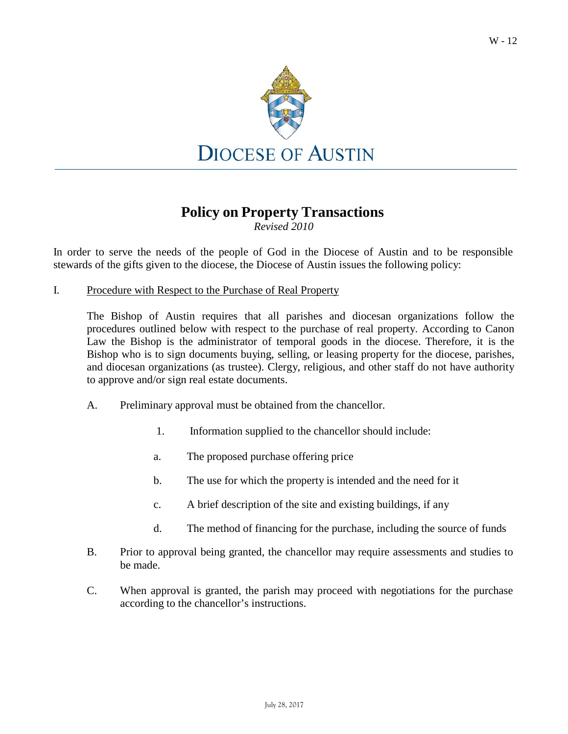# DIOCESE OF AUSTIN

## Policy on Property Transactions

*Revised 2010*

In order to serve the needs of the people of God in the Diocese of Austin and to be responsible stewards of the gifts given to the diocese, the Diocese of Austin issues the following policy:

I. Procedure with Respect to the Purchase of Real Property

The Bishop of Austin requires that all parishes and diocesan organizations follow the procedures outlined below with respect to the purchase of real property. According to Canon Law the Bishop is the administrator of temporal goods in the diocese. Therefore, it is the Bishop who is to sign documents buying, selling, or leasing property for the diocese, parishes, and diocesan organizations (as trustee). Clergy, religious, and other staff do not have authority to approve and/or sign real estate documents.

A. Preliminary approval must be obtained from the chancellor.

1. Information supplied to the chancellor should include:

a. The proposed purchase offering price

b. The use for which the property is intended and the need for it

c. A brief description of the site and existing buildings, if any

d. The method of financing for the purchase, including the source of funds

B. Prior to approval being granted, the chancellor may require assessments and studies to be made.

C. When approval is granted, the parish may proceed with negotiations for the purchase according to the chancellor's instructions.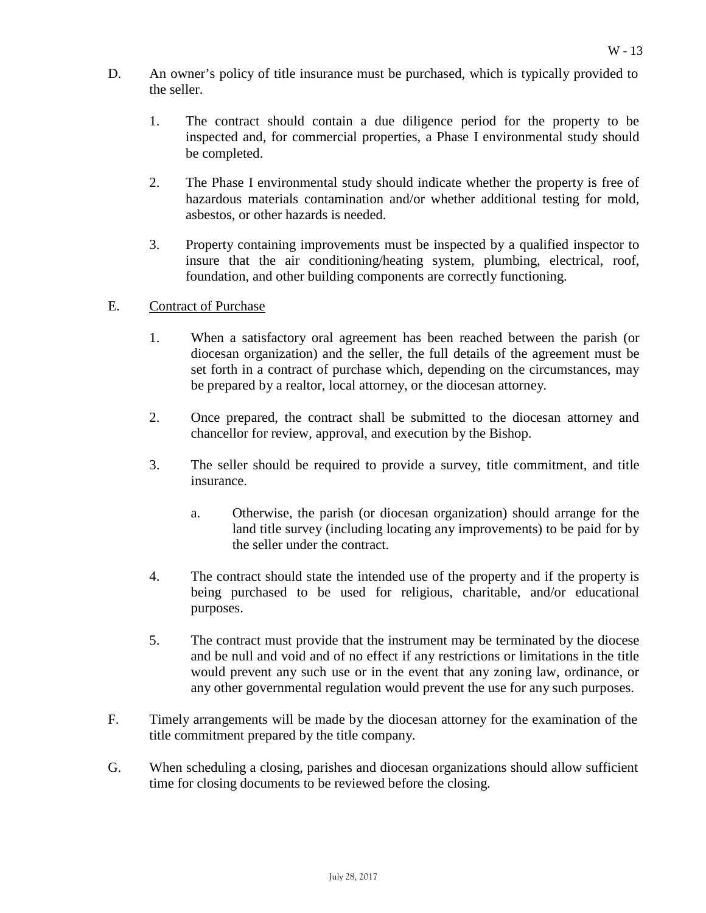D. An owner's policy of title insurance must be purchased, which is typically provided to the seller.

   1. The contract should contain a due diligence period for the property to be inspected and, for commercial properties, a Phase I environmental study should be completed.

   2. The Phase I environmental study should indicate whether the property is free of hazardous materials contamination and/or whether additional testing for mold, asbestos, or other hazards is needed.

   3. Property containing improvements must be inspected by a qualified inspector to insure that the air conditioning/heating system, plumbing, electrical, roof, foundation, and other building components are correctly functioning.

E. <u>Contract of Purchase</u>

   1. When a satisfactory oral agreement has been reached between the parish (or diocesan organization) and the seller, the full details of the agreement must be set forth in a contract of purchase which, depending on the circumstances, may be prepared by a realtor, local attorney, or the diocesan attorney.

   2. Once prepared, the contract shall be submitted to the diocesan attorney and chancellor for review, approval, and execution by the Bishop.

   3. The seller should be required to provide a survey, title commitment, and title insurance.

      a. Otherwise, the parish (or diocesan organization) should arrange for the land title survey (including locating any improvements) to be paid for by the seller under the contract.

   4. The contract should state the intended use of the property and if the property is being purchased to be used for religious, charitable, and/or educational purposes.

   5. The contract must provide that the instrument may be terminated by the diocese and be null and void and of no effect if any restrictions or limitations in the title would prevent any such use or in the event that any zoning law, ordinance, or any other governmental regulation would prevent the use for any such purposes.

F. Timely arrangements will be made by the diocesan attorney for the examination of the title commitment prepared by the title company.

G. When scheduling a closing, parishes and diocesan organizations should allow sufficient time for closing documents to be reviewed before the closing.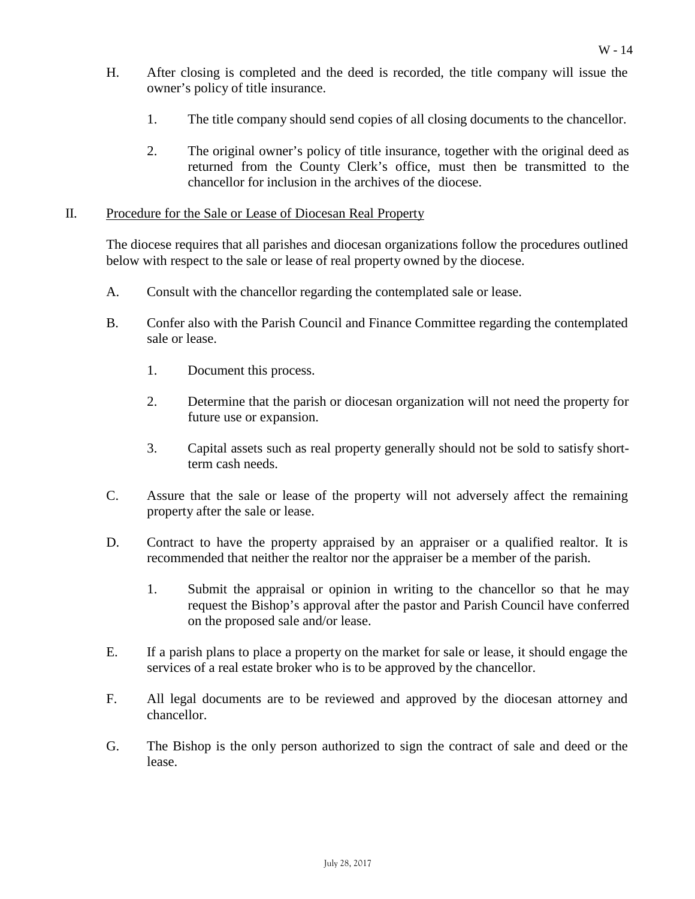H. After closing is completed and the deed is recorded, the title company will issue the owner's policy of title insurance.

   1. The title company should send copies of all closing documents to the chancellor.

   2. The original owner's policy of title insurance, together with the original deed as returned from the County Clerk's office, must then be transmitted to the chancellor for inclusion in the archives of the diocese.

## II. <u>Procedure for the Sale or Lease of Diocesan Real Property</u>

The diocese requires that all parishes and diocesan organizations follow the procedures outlined below with respect to the sale or lease of real property owned by the diocese.

A. Consult with the chancellor regarding the contemplated sale or lease.

B. Confer also with the Parish Council and Finance Committee regarding the contemplated sale or lease.

   1. Document this process.

   2. Determine that the parish or diocesan organization will not need the property for future use or expansion.

   3. Capital assets such as real property generally should not be sold to satisfy short-term cash needs.

C. Assure that the sale or lease of the property will not adversely affect the remaining property after the sale or lease.

D. Contract to have the property appraised by an appraiser or a qualified realtor. It is recommended that neither the realtor nor the appraiser be a member of the parish.

   1. Submit the appraisal or opinion in writing to the chancellor so that he may request the Bishop's approval after the pastor and Parish Council have conferred on the proposed sale and/or lease.

E. If a parish plans to place a property on the market for sale or lease, it should engage the services of a real estate broker who is to be approved by the chancellor.

F. All legal documents are to be reviewed and approved by the diocesan attorney and chancellor.

G. The Bishop is the only person authorized to sign the contract of sale and deed or the lease.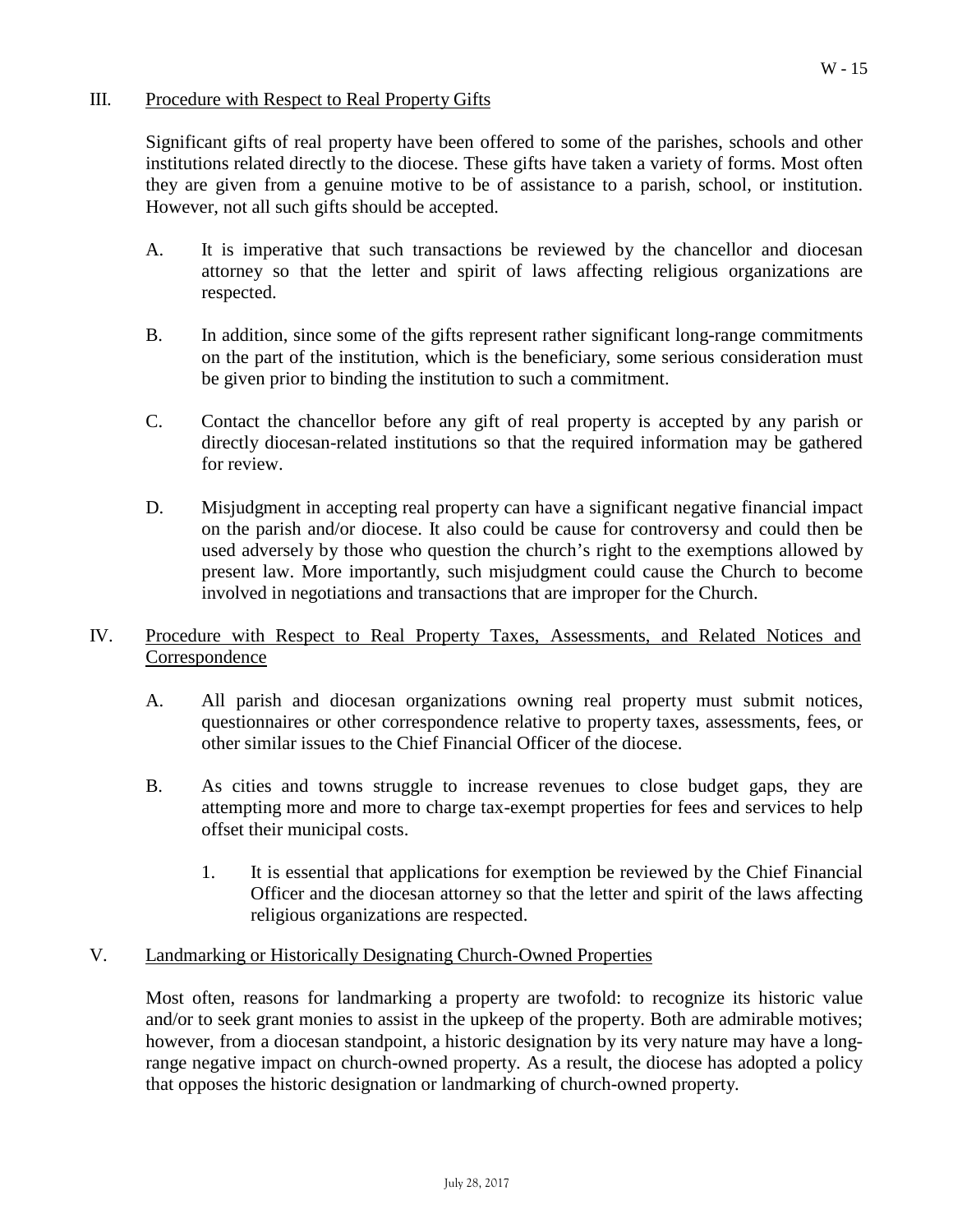## III. Procedure with Respect to Real Property Gifts

Significant gifts of real property have been offered to some of the parishes, schools and other institutions related directly to the diocese. These gifts have taken a variety of forms. Most often they are given from a genuine motive to be of assistance to a parish, school, or institution. However, not all such gifts should be accepted.

A. It is imperative that such transactions be reviewed by the chancellor and diocesan attorney so that the letter and spirit of laws affecting religious organizations are respected.

B. In addition, since some of the gifts represent rather significant long-range commitments on the part of the institution, which is the beneficiary, some serious consideration must be given prior to binding the institution to such a commitment.

C. Contact the chancellor before any gift of real property is accepted by any parish or directly diocesan-related institutions so that the required information may be gathered for review.

D. Misjudgment in accepting real property can have a significant negative financial impact on the parish and/or diocese. It also could be cause for controversy and could then be used adversely by those who question the church's right to the exemptions allowed by present law. More importantly, such misjudgment could cause the Church to become involved in negotiations and transactions that are improper for the Church.

## IV. Procedure with Respect to Real Property Taxes, Assessments, and Related Notices and Correspondence

A. All parish and diocesan organizations owning real property must submit notices, questionnaires or other correspondence relative to property taxes, assessments, fees, or other similar issues to the Chief Financial Officer of the diocese.

B. As cities and towns struggle to increase revenues to close budget gaps, they are attempting more and more to charge tax-exempt properties for fees and services to help offset their municipal costs.

   1. It is essential that applications for exemption be reviewed by the Chief Financial Officer and the diocesan attorney so that the letter and spirit of the laws affecting religious organizations are respected.

## V. Landmarking or Historically Designating Church-Owned Properties

Most often, reasons for landmarking a property are twofold: to recognize its historic value and/or to seek grant monies to assist in the upkeep of the property. Both are admirable motives; however, from a diocesan standpoint, a historic designation by its very nature may have a long-range negative impact on church-owned property. As a result, the diocese has adopted a policy that opposes the historic designation or landmarking of church-owned property.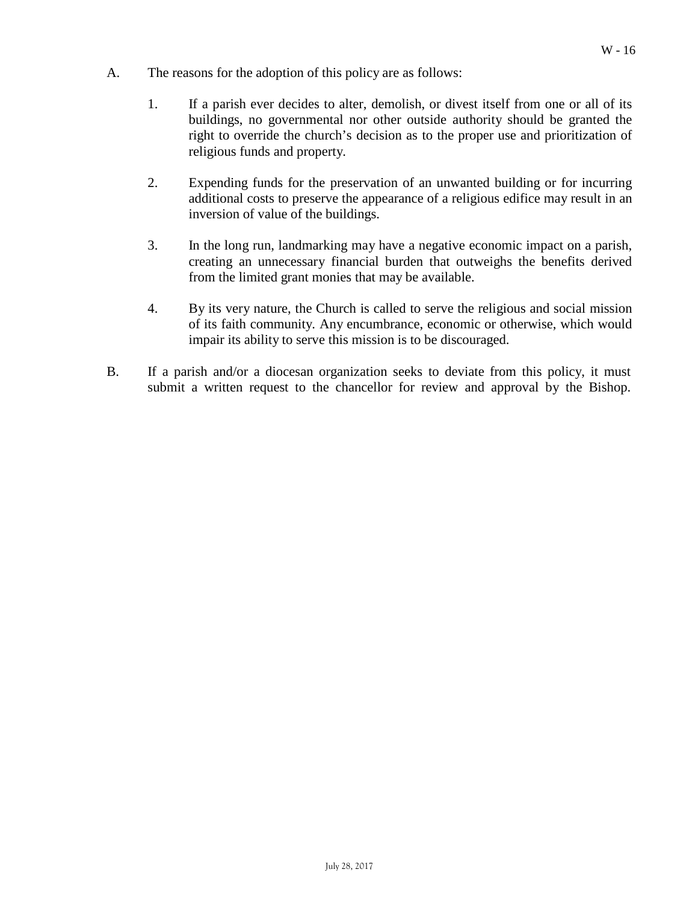A. The reasons for the adoption of this policy are as follows:

   1. If a parish ever decides to alter, demolish, or divest itself from one or all of its buildings, no governmental nor other outside authority should be granted the right to override the church's decision as to the proper use and prioritization of religious funds and property.

   2. Expending funds for the preservation of an unwanted building or for incurring additional costs to preserve the appearance of a religious edifice may result in an inversion of value of the buildings.

   3. In the long run, landmarking may have a negative economic impact on a parish, creating an unnecessary financial burden that outweighs the benefits derived from the limited grant monies that may be available.

   4. By its very nature, the Church is called to serve the religious and social mission of its faith community. Any encumbrance, economic or otherwise, which would impair its ability to serve this mission is to be discouraged.

B. If a parish and/or a diocesan organization seeks to deviate from this policy, it must submit a written request to the chancellor for review and approval by the Bishop.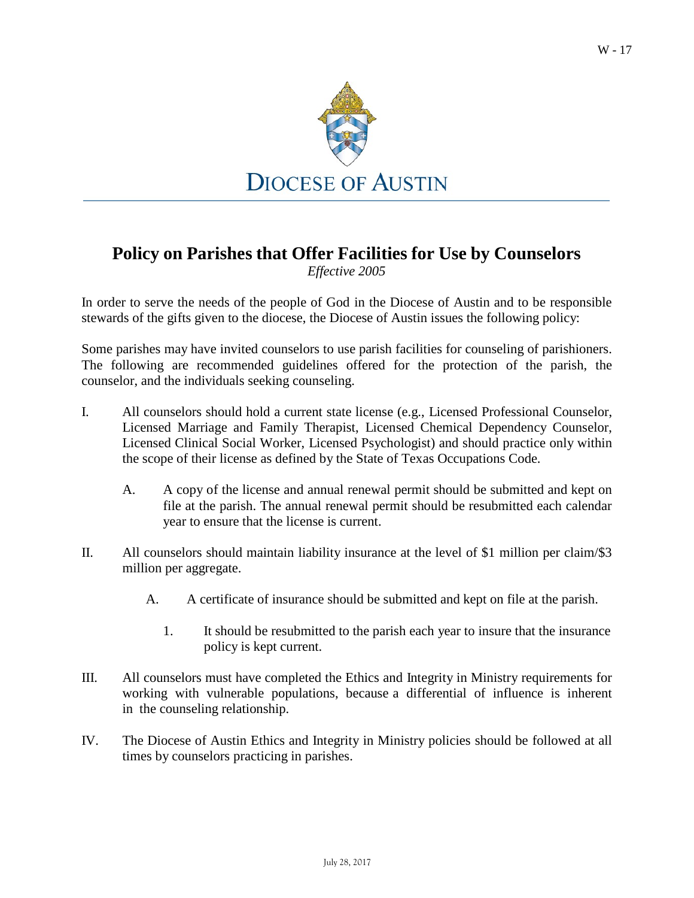DIOCESE OF AUSTIN

# Policy on Parishes that Offer Facilities for Use by Counselors

*Effective 2005*

In order to serve the needs of the people of God in the Diocese of Austin and to be responsible stewards of the gifts given to the diocese, the Diocese of Austin issues the following policy:

Some parishes may have invited counselors to use parish facilities for counseling of parishioners. The following are recommended guidelines offered for the protection of the parish, the counselor, and the individuals seeking counseling.

I. All counselors should hold a current state license (e.g., Licensed Professional Counselor, Licensed Marriage and Family Therapist, Licensed Chemical Dependency Counselor, Licensed Clinical Social Worker, Licensed Psychologist) and should practice only within the scope of their license as defined by the State of Texas Occupations Code.

   A. A copy of the license and annual renewal permit should be submitted and kept on file at the parish. The annual renewal permit should be resubmitted each calendar year to ensure that the license is current.

II. All counselors should maintain liability insurance at the level of $1 million per claim/$3 million per aggregate.

   A. A certificate of insurance should be submitted and kept on file at the parish.

      1. It should be resubmitted to the parish each year to insure that the insurance policy is kept current.

III. All counselors must have completed the Ethics and Integrity in Ministry requirements for working with vulnerable populations, because a differential of influence is inherent in the counseling relationship.

IV. The Diocese of Austin Ethics and Integrity in Ministry policies should be followed at all times by counselors practicing in parishes.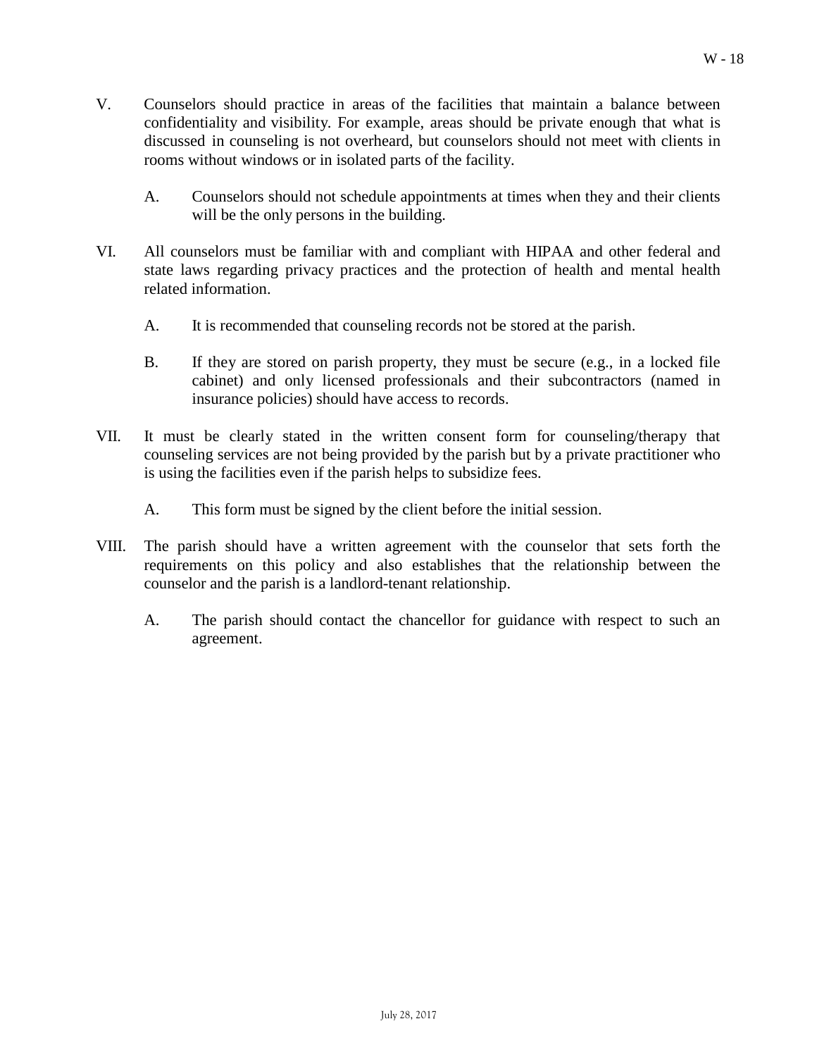V. Counselors should practice in areas of the facilities that maintain a balance between confidentiality and visibility. For example, areas should be private enough that what is discussed in counseling is not overheard, but counselors should not meet with clients in rooms without windows or in isolated parts of the facility.

   A. Counselors should not schedule appointments at times when they and their clients will be the only persons in the building.

VI. All counselors must be familiar with and compliant with HIPAA and other federal and state laws regarding privacy practices and the protection of health and mental health related information.

   A. It is recommended that counseling records not be stored at the parish.

   B. If they are stored on parish property, they must be secure (e.g., in a locked file cabinet) and only licensed professionals and their subcontractors (named in insurance policies) should have access to records.

VII. It must be clearly stated in the written consent form for counseling/therapy that counseling services are not being provided by the parish but by a private practitioner who is using the facilities even if the parish helps to subsidize fees.

   A. This form must be signed by the client before the initial session.

VIII. The parish should have a written agreement with the counselor that sets forth the requirements on this policy and also establishes that the relationship between the counselor and the parish is a landlord-tenant relationship.

   A. The parish should contact the chancellor for guidance with respect to such an agreement.